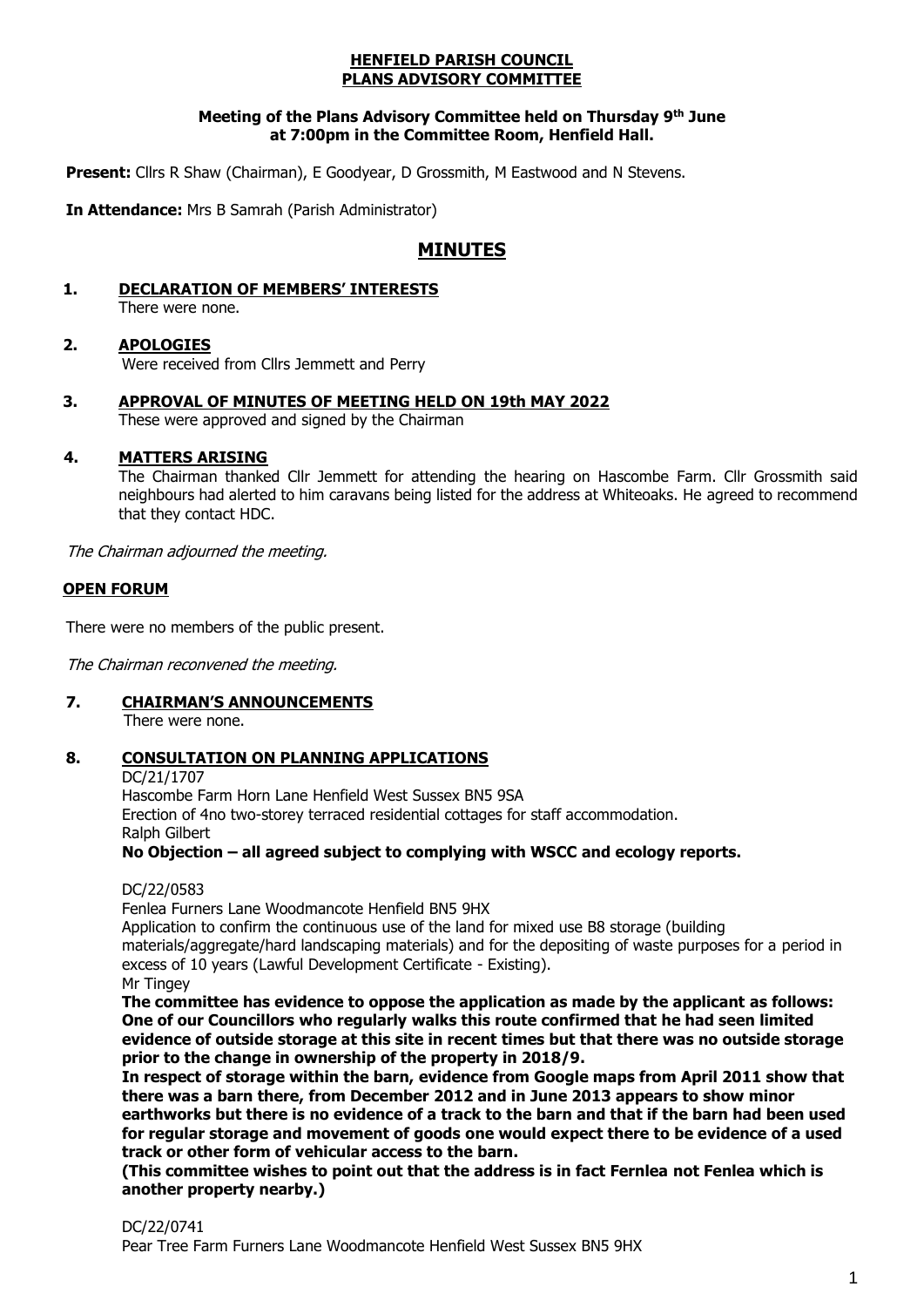**HENFIELD PARISH COUNCIL**
**PLANS ADVISORY COMMITTEE**

**Meeting of the Plans Advisory Committee held on Thursday 9th June at 7:00pm in the Committee Room, Henfield Hall.**

**Present:** Cllrs R Shaw (Chairman), E Goodyear, D Grossmith, M Eastwood and N Stevens.

**In Attendance:** Mrs B Samrah (Parish Administrator)

# MINUTES

## 1. DECLARATION OF MEMBERS' INTERESTS

There were none.

## 2. APOLOGIES

Were received from Cllrs Jemmett and Perry

## 3. APPROVAL OF MINUTES OF MEETING HELD ON 19th MAY 2022

These were approved and signed by the Chairman

## 4. MATTERS ARISING

The Chairman thanked Cllr Jemmett for attending the hearing on Hascombe Farm. Cllr Grossmith said neighbours had alerted to him caravans being listed for the address at Whiteoaks. He agreed to recommend that they contact HDC.

*The Chairman adjourned the meeting.*

## OPEN FORUM

There were no members of the public present.

*The Chairman reconvened the meeting.*

## 7. CHAIRMAN'S ANNOUNCEMENTS

There were none.

## 8. CONSULTATION ON PLANNING APPLICATIONS

DC/21/1707
Hascombe Farm Horn Lane Henfield West Sussex BN5 9SA
Erection of 4no two-storey terraced residential cottages for staff accommodation.
Ralph Gilbert
**No Objection – all agreed subject to complying with WSCC and ecology reports.**

DC/22/0583
Fenlea Furners Lane Woodmancote Henfield BN5 9HX
Application to confirm the continuous use of the land for mixed use B8 storage (building materials/aggregate/hard landscaping materials) and for the depositing of waste purposes for a period in excess of 10 years (Lawful Development Certificate - Existing).
Mr Tingey
**The committee has evidence to oppose the application as made by the applicant as follows: One of our Councillors who regularly walks this route confirmed that he had seen limited evidence of outside storage at this site in recent times but that there was no outside storage prior to the change in ownership of the property in 2018/9.**
**In respect of storage within the barn, evidence from Google maps from April 2011 show that there was a barn there, from December 2012 and in June 2013 appears to show minor earthworks but there is no evidence of a track to the barn and that if the barn had been used for regular storage and movement of goods one would expect there to be evidence of a used track or other form of vehicular access to the barn.**
**(This committee wishes to point out that the address is in fact Fernlea not Fenlea which is another property nearby.)**

DC/22/0741
Pear Tree Farm Furners Lane Woodmancote Henfield West Sussex BN5 9HX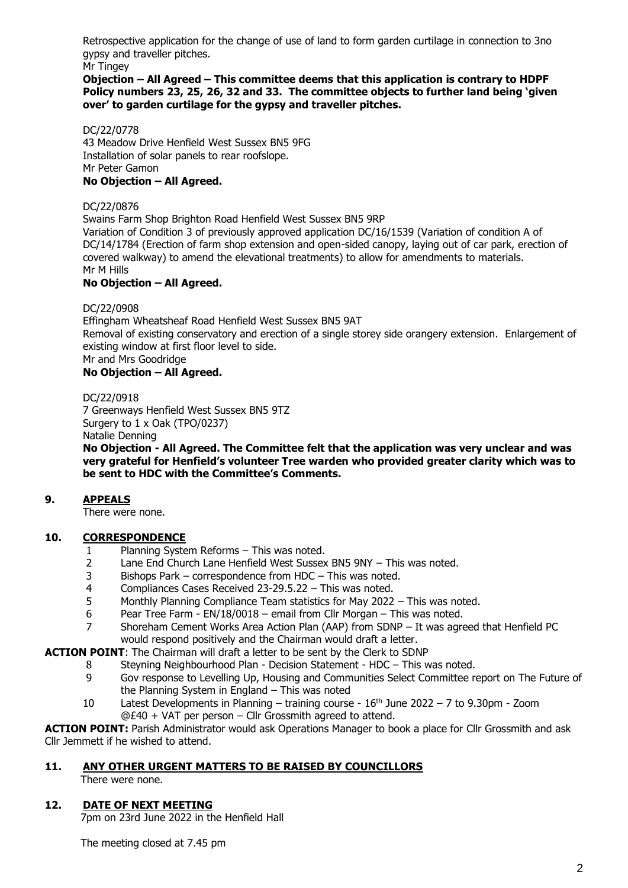Retrospective application for the change of use of land to form garden curtilage in connection to 3no gypsy and traveller pitches.
Mr Tingey
**Objection – All Agreed – This committee deems that this application is contrary to HDPF Policy numbers 23, 25, 26, 32 and 33. The committee objects to further land being 'given over' to garden curtilage for the gypsy and traveller pitches.**

DC/22/0778
43 Meadow Drive Henfield West Sussex BN5 9FG
Installation of solar panels to rear roofslope.
Mr Peter Gamon
**No Objection – All Agreed.**

DC/22/0876
Swains Farm Shop Brighton Road Henfield West Sussex BN5 9RP
Variation of Condition 3 of previously approved application DC/16/1539 (Variation of condition A of DC/14/1784 (Erection of farm shop extension and open-sided canopy, laying out of car park, erection of covered walkway) to amend the elevational treatments) to allow for amendments to materials.
Mr M Hills
**No Objection – All Agreed.**

DC/22/0908
Effingham Wheatsheaf Road Henfield West Sussex BN5 9AT
Removal of existing conservatory and erection of a single storey side orangery extension. Enlargement of existing window at first floor level to side.
Mr and Mrs Goodridge
**No Objection – All Agreed.**

DC/22/0918
7 Greenways Henfield West Sussex BN5 9TZ
Surgery to 1 x Oak (TPO/0237)
Natalie Denning
**No Objection - All Agreed. The Committee felt that the application was very unclear and was very grateful for Henfield's volunteer Tree warden who provided greater clarity which was to be sent to HDC with the Committee's Comments.**

## 9. APPEALS

There were none.

## 10. CORRESPONDENCE

1. Planning System Reforms – This was noted.
2. Lane End Church Lane Henfield West Sussex BN5 9NY – This was noted.
3. Bishops Park – correspondence from HDC – This was noted.
4. Compliances Cases Received 23-29.5.22 – This was noted.
5. Monthly Planning Compliance Team statistics for May 2022 – This was noted.
6. Pear Tree Farm - EN/18/0018 – email from Cllr Morgan – This was noted.
7. Shoreham Cement Works Area Action Plan (AAP) from SDNP – It was agreed that Henfield PC would respond positively and the Chairman would draft a letter.

**ACTION POINT**: The Chairman will draft a letter to be sent by the Clerk to SDNP

8. Steyning Neighbourhood Plan - Decision Statement - HDC – This was noted.
9. Gov response to Levelling Up, Housing and Communities Select Committee report on The Future of the Planning System in England – This was noted
10. Latest Developments in Planning – training course - 16th June 2022 – 7 to 9.30pm - Zoom @£40 + VAT per person – Cllr Grossmith agreed to attend.

**ACTION POINT:** Parish Administrator would ask Operations Manager to book a place for Cllr Grossmith and ask Cllr Jemmett if he wished to attend.

## 11. ANY OTHER URGENT MATTERS TO BE RAISED BY COUNCILLORS

There were none.

## 12. DATE OF NEXT MEETING

7pm on 23rd June 2022 in the Henfield Hall

The meeting closed at 7.45 pm